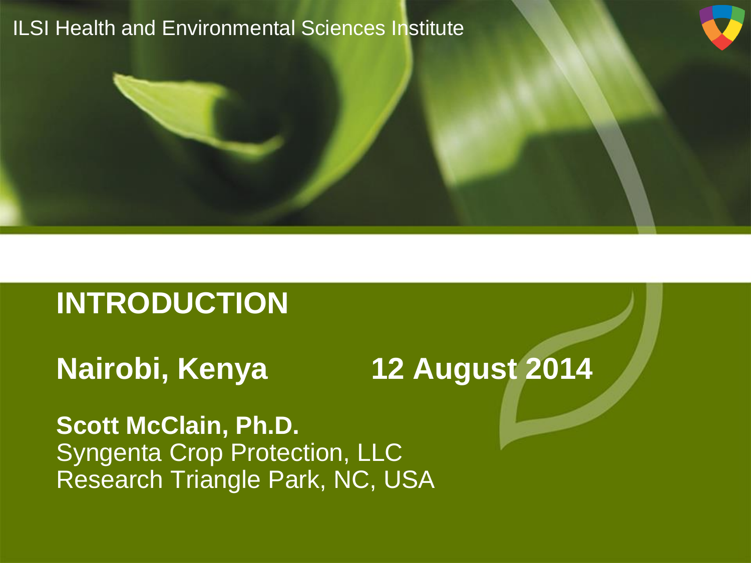ILSI Health and Environmental Sciences Institute

# INTRODUCTION

## Nairobi, Kenya 12 August 2014

**Scott McClain, Ph.D.**
Syngenta Crop Protection, LLC
Research Triangle Park, NC, USA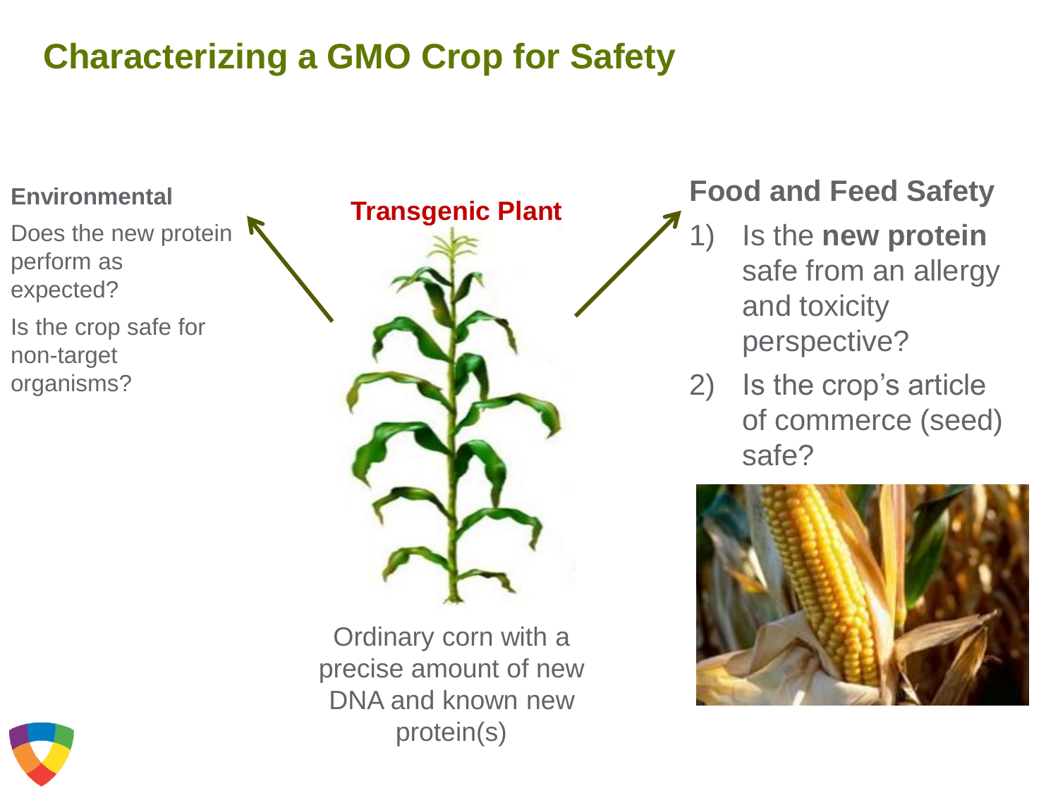# Characterizing a GMO Crop for Safety

**Environmental**

Does the new protein perform as expected?

Is the crop safe for non-target organisms?

**Transgenic Plant**

Ordinary corn with a precise amount of new DNA and known new protein(s)

**Food and Feed Safety**

1) Is the **new protein** safe from an allergy and toxicity perspective?
2) Is the crop's article of commerce (seed) safe?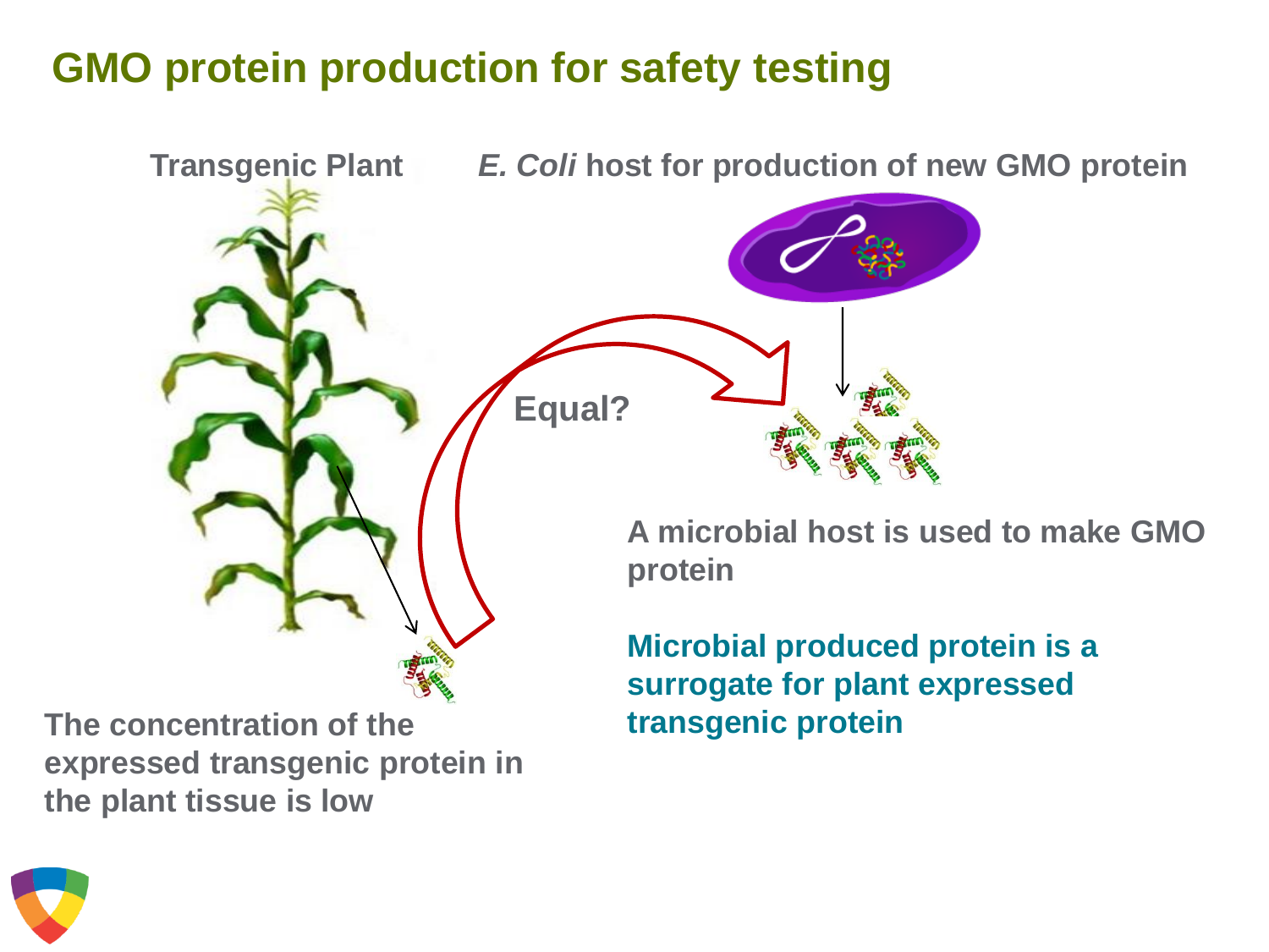# GMO protein production for safety testing

**Transgenic Plant**

***E. Coli*** **host for production of new GMO protein**

**Equal?**

**A microbial host is used to make GMO protein**

**Microbial produced protein is a surrogate for plant expressed transgenic protein**

**The concentration of the expressed transgenic protein in the plant tissue is low**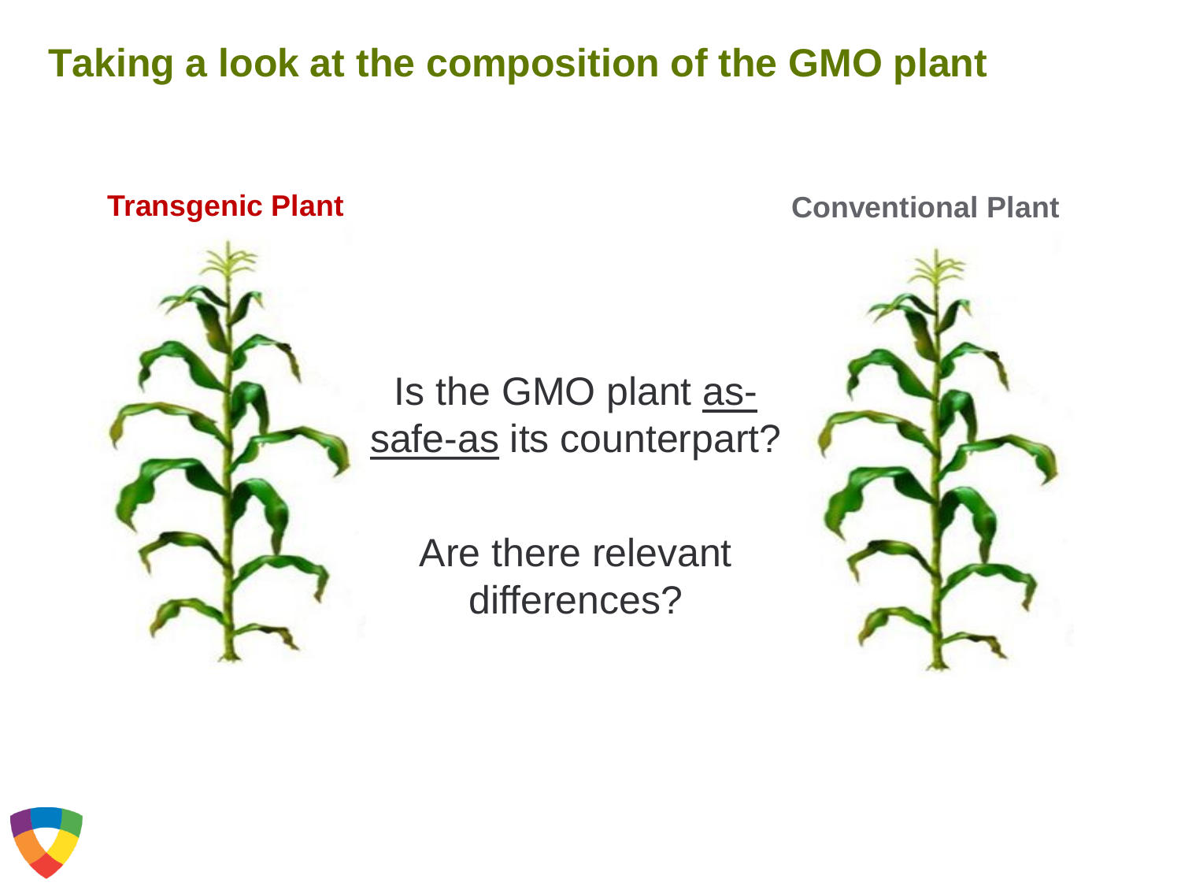# Taking a look at the composition of the GMO plant

**Transgenic Plant**

**Conventional Plant**

Is the GMO plant as-safe-as its counterpart?

Are there relevant differences?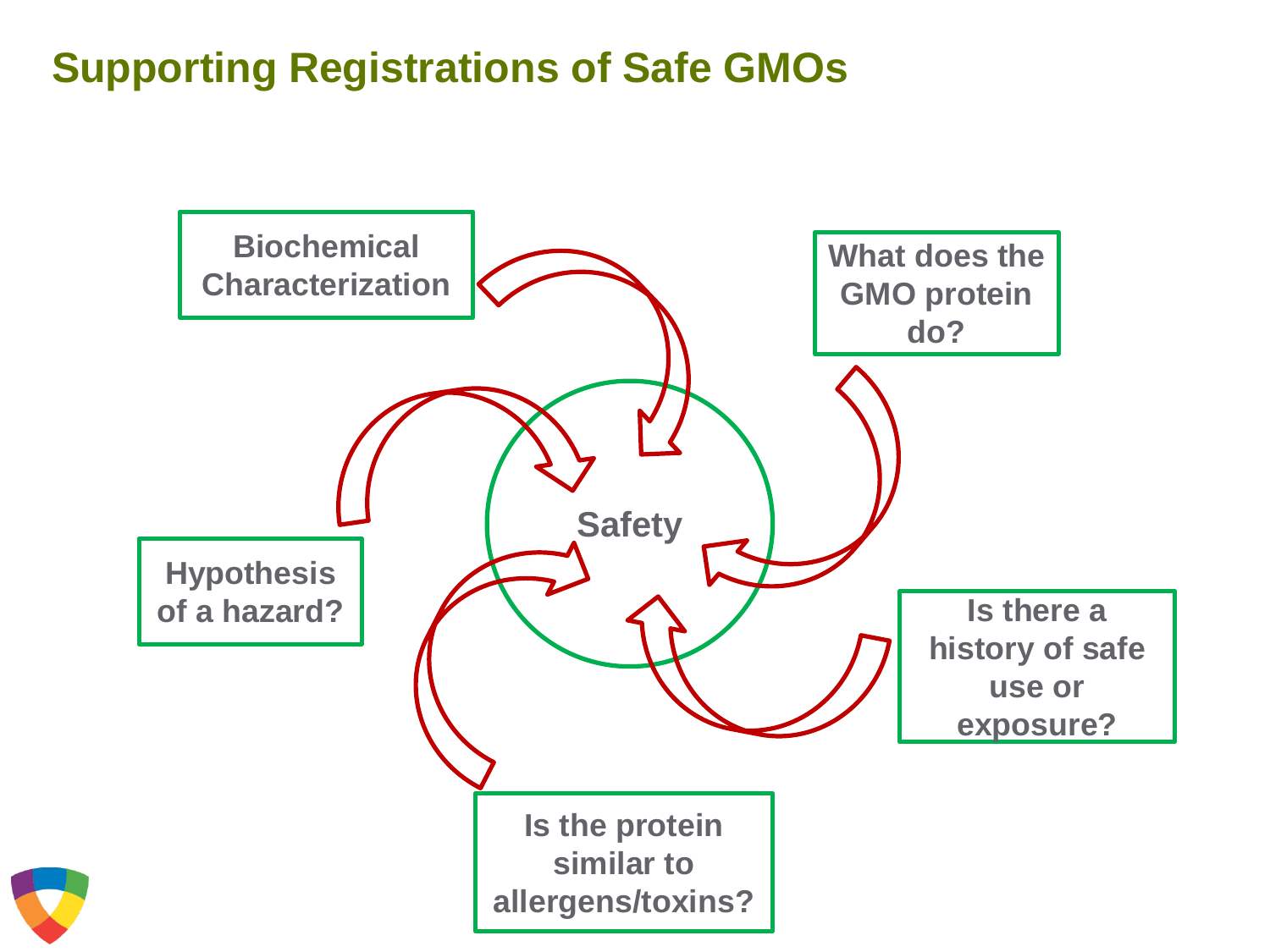# Supporting Registrations of Safe GMOs

Biochemical Characterization

What does the GMO protein do?

Safety

Hypothesis of a hazard?

Is there a history of safe use or exposure?

Is the protein similar to allergens/toxins?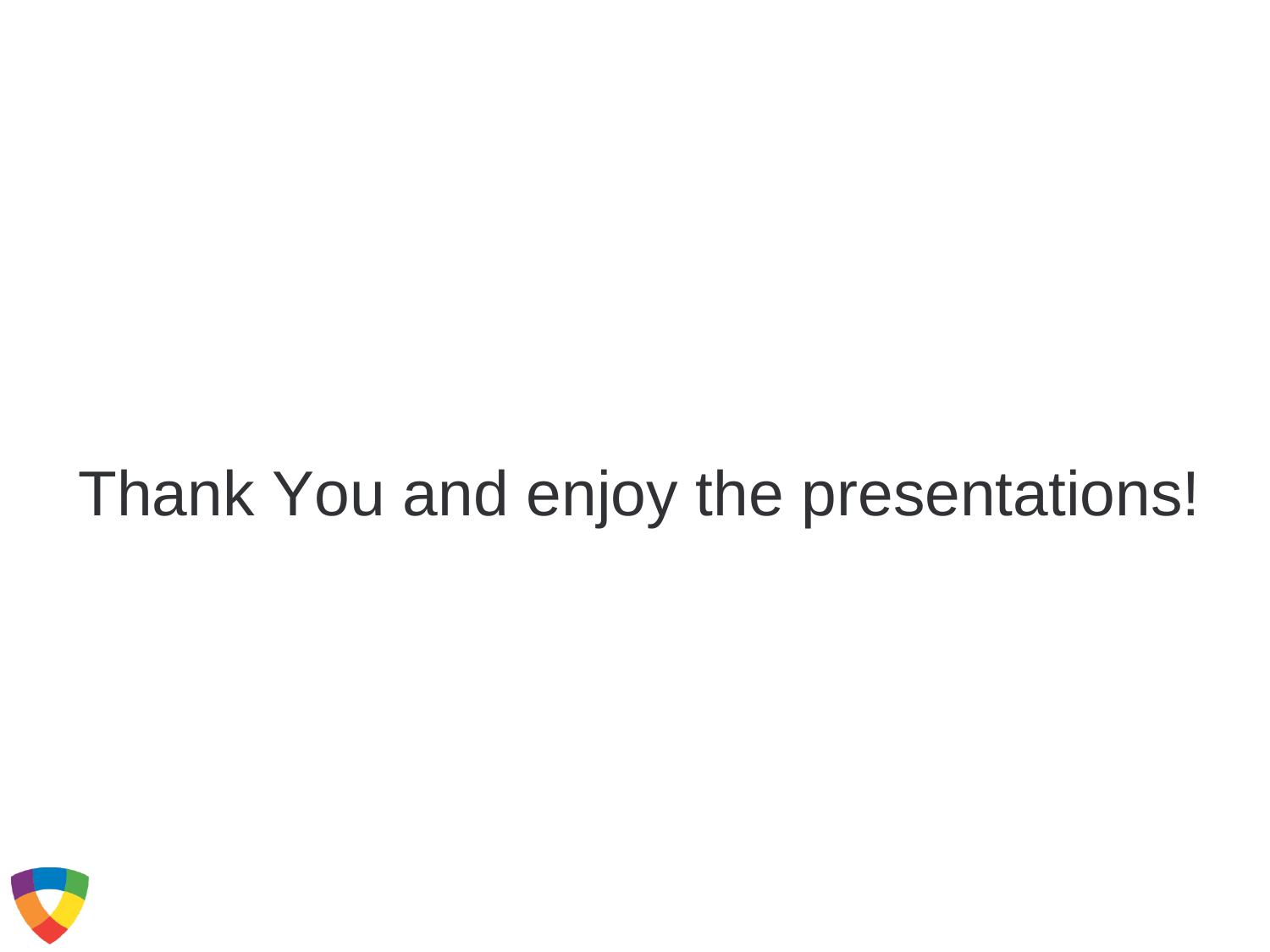Thank You and enjoy the presentations!